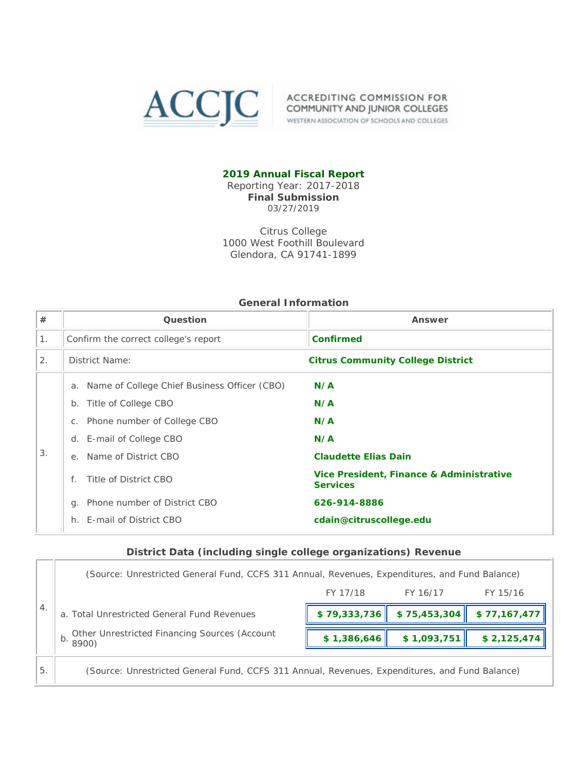ACCJC ACCREDITING COMMISSION FOR COMMUNITY AND JUNIOR COLLEGES
WESTERN ASSOCIATION OF SCHOOLS AND COLLEGES

**2019 Annual Fiscal Report**
Reporting Year: 2017-2018
**Final Submission**
03/27/2019

Citrus College
1000 West Foothill Boulevard
Glendora, CA 91741-1899

### General Information

| # | Question | Answer |
|---|---|---|
| 1. | Confirm the correct college's report | **Confirmed** |
| 2. | District Name: | **Citrus Community College District** |
| 3. | a. Name of College Chief Business Officer (CBO) | **N/A** |
| | b. Title of College CBO | **N/A** |
| | c. Phone number of College CBO | **N/A** |
| | d. E-mail of College CBO | **N/A** |
| | e. Name of District CBO | **Claudette Elias Dain** |
| | f. Title of District CBO | **Vice President, Finance & Administrative Services** |
| | g. Phone number of District CBO | **626-914-8886** |
| | h. E-mail of District CBO | **cdain@citruscollege.edu** |

### District Data (including single college organizations) Revenue

| # | (Source: Unrestricted General Fund, CCFS 311 Annual, Revenues, Expenditures, and Fund Balance) | FY 17/18 | FY 16/17 | FY 15/16 |
|---|---|---|---|---|
| 4. | a. Total Unrestricted General Fund Revenues | **$ 79,333,736** | **$ 75,453,304** | **$ 77,167,477** |
| | b. Other Unrestricted Financing Sources (Account 8900) | **$ 1,386,646** | **$ 1,093,751** | **$ 2,125,474** |
| 5. | (Source: Unrestricted General Fund, CCFS 311 Annual, Revenues, Expenditures, and Fund Balance) | | | |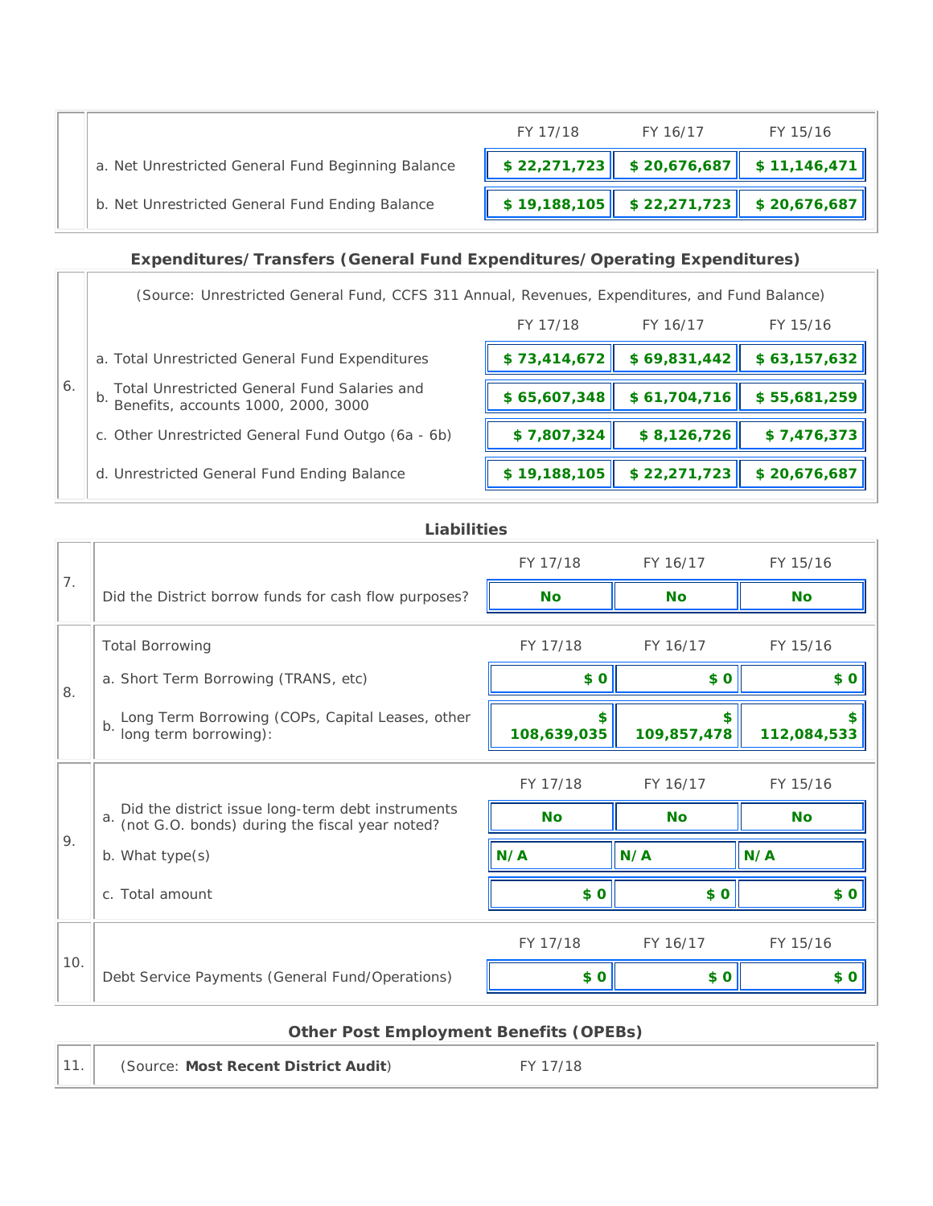| | | FY 17/18 | FY 16/17 | FY 15/16 |
|---|---|---|---|---|
| | a. Net Unrestricted General Fund Beginning Balance | **$ 22,271,723** | **$ 20,676,687** | **$ 11,146,471** |
| | b. Net Unrestricted General Fund Ending Balance | **$ 19,188,105** | **$ 22,271,723** | **$ 20,676,687** |

## Expenditures/Transfers (General Fund Expenditures/Operating Expenditures)

(Source: Unrestricted General Fund, CCFS 311 Annual, Revenues, Expenditures, and Fund Balance)

| | | FY 17/18 | FY 16/17 | FY 15/16 |
|---|---|---|---|---|
| 6. | a. Total Unrestricted General Fund Expenditures | **$ 73,414,672** | **$ 69,831,442** | **$ 63,157,632** |
| | b. Total Unrestricted General Fund Salaries and Benefits, accounts 1000, 2000, 3000 | **$ 65,607,348** | **$ 61,704,716** | **$ 55,681,259** |
| | c. Other Unrestricted General Fund Outgo (6a - 6b) | **$ 7,807,324** | **$ 8,126,726** | **$ 7,476,373** |
| | d. Unrestricted General Fund Ending Balance | **$ 19,188,105** | **$ 22,271,723** | **$ 20,676,687** |

## Liabilities

| | | FY 17/18 | FY 16/17 | FY 15/16 |
|---|---|---|---|---|
| 7. | Did the District borrow funds for cash flow purposes? | **No** | **No** | **No** |

| | Total Borrowing | FY 17/18 | FY 16/17 | FY 15/16 |
|---|---|---|---|---|
| 8. | a. Short Term Borrowing (TRANS, etc) | **$ 0** | **$ 0** | **$ 0** |
| | b. Long Term Borrowing (COPs, Capital Leases, other long term borrowing): | **$ 108,639,035** | **$ 109,857,478** | **$ 112,084,533** |

| | | FY 17/18 | FY 16/17 | FY 15/16 |
|---|---|---|---|---|
| 9. | a. Did the district issue long-term debt instruments (not G.O. bonds) during the fiscal year noted? | **No** | **No** | **No** |
| | b. What type(s) | **N/A** | **N/A** | **N/A** |
| | c. Total amount | **$ 0** | **$ 0** | **$ 0** |

| | | FY 17/18 | FY 16/17 | FY 15/16 |
|---|---|---|---|---|
| 10. | Debt Service Payments (General Fund/Operations) | **$ 0** | **$ 0** | **$ 0** |

## Other Post Employment Benefits (OPEBs)

| | | |
|---|---|---|
| 11. | (Source: **Most Recent District Audit**) | FY 17/18 |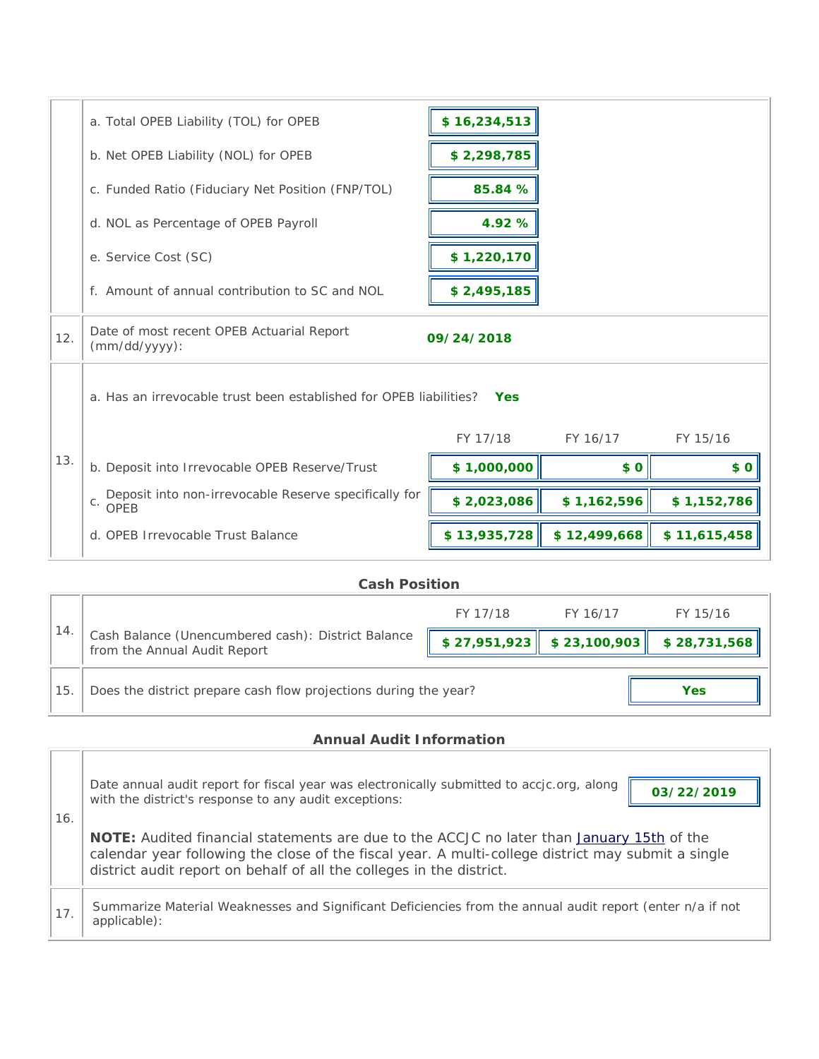| | | | | |
|---|---|---|---|---|
| | a. Total OPEB Liability (TOL) for OPEB | **$ 16,234,513** | | |
| | b. Net OPEB Liability (NOL) for OPEB | **$ 2,298,785** | | |
| | c. Funded Ratio (Fiduciary Net Position (FNP/TOL) | **85.84 %** | | |
| | d. NOL as Percentage of OPEB Payroll | **4.92 %** | | |
| | e. Service Cost (SC) | **$ 1,220,170** | | |
| | f. Amount of annual contribution to SC and NOL | **$ 2,495,185** | | |
| 12. | Date of most recent OPEB Actuarial Report (mm/dd/yyyy): | **09/24/2018** | | |
| 13. | a. Has an irrevocable trust been established for OPEB liabilities? **Yes** | | | |
| | | FY 17/18 | FY 16/17 | FY 15/16 |
| | b. Deposit into Irrevocable OPEB Reserve/Trust | **$ 1,000,000** | **$ 0** | **$ 0** |
| | c. Deposit into non-irrevocable Reserve specifically for OPEB | **$ 2,023,086** | **$ 1,162,596** | **$ 1,152,786** |
| | d. OPEB Irrevocable Trust Balance | **$ 13,935,728** | **$ 12,499,668** | **$ 11,615,458** |

**Cash Position**

| | | FY 17/18 | FY 16/17 | FY 15/16 |
|---|---|---|---|---|
| 14. | Cash Balance (Unencumbered cash): District Balance from the Annual Audit Report | **$ 27,951,923** | **$ 23,100,903** | **$ 28,731,568** |
| 15. | Does the district prepare cash flow projections during the year? | | | **Yes** |

**Annual Audit Information**

| | | |
|---|---|---|
| 16. | Date annual audit report for fiscal year was electronically submitted to accjc.org, along with the district's response to any audit exceptions:<br><br>**NOTE:** Audited financial statements are due to the ACCJC no later than January 15th of the calendar year following the close of the fiscal year. A multi-college district may submit a single district audit report on behalf of all the colleges in the district. | **03/22/2019** |
| 17. | Summarize Material Weaknesses and Significant Deficiencies from the annual audit report (enter n/a if not applicable): | |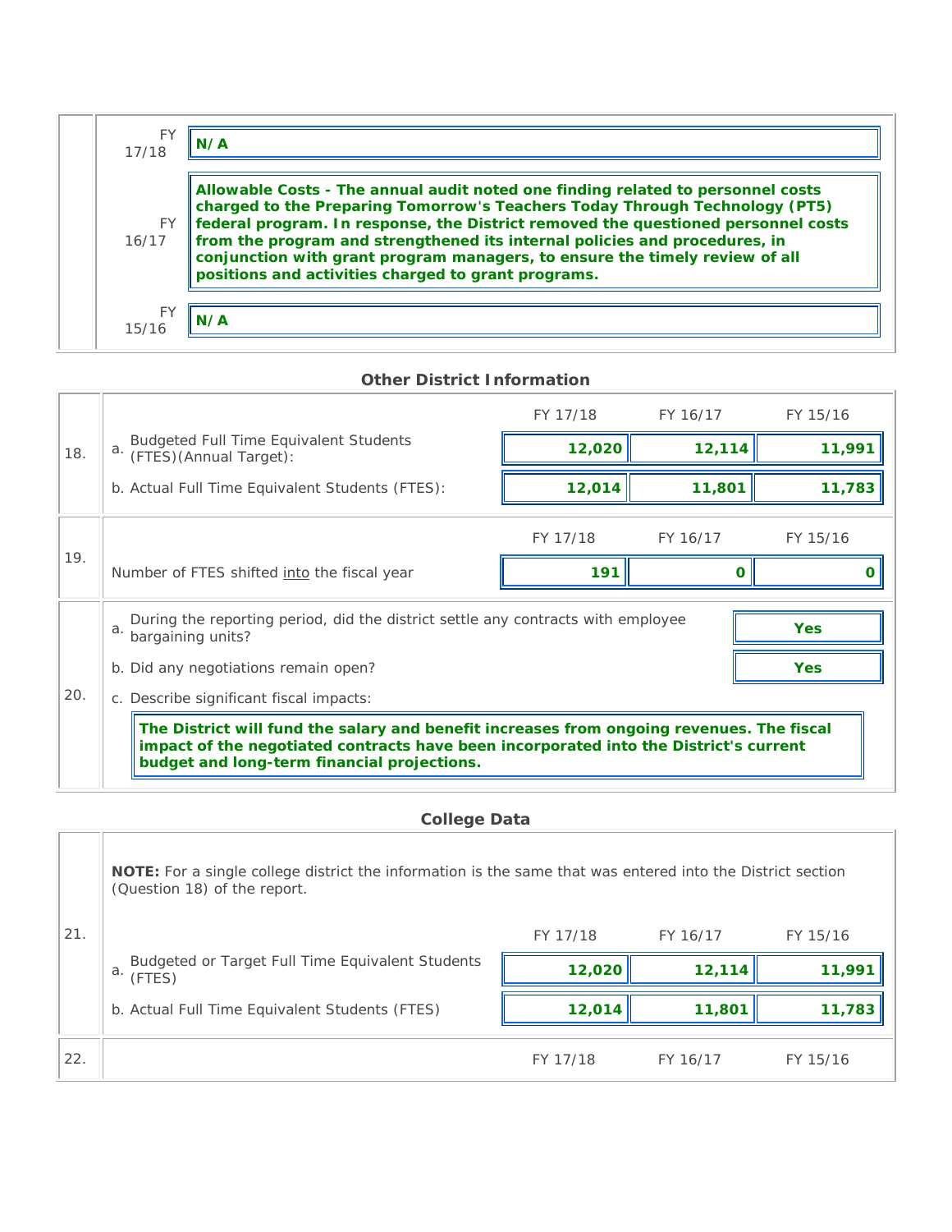| FY | |
|---|---|
| FY 17/18 | **N/A** |
| FY 16/17 | **Allowable Costs - The annual audit noted one finding related to personnel costs charged to the Preparing Tomorrow's Teachers Today Through Technology (PT5) federal program. In response, the District removed the questioned personnel costs from the program and strengthened its internal policies and procedures, in conjunction with grant program managers, to ensure the timely review of all positions and activities charged to grant programs.** |
| FY 15/16 | **N/A** |

## Other District Information

| | | FY 17/18 | FY 16/17 | FY 15/16 |
|---|---|---|---|---|
| 18. | a. Budgeted Full Time Equivalent Students (FTES)(Annual Target): | **12,020** | **12,114** | **11,991** |
| | b. Actual Full Time Equivalent Students (FTES): | **12,014** | **11,801** | **11,783** |
| 19. | Number of FTES shifted into the fiscal year | **191** | **0** | **0** |

20\.

a. During the reporting period, did the district settle any contracts with employee bargaining units? **Yes**

b. Did any negotiations remain open? **Yes**

c. Describe significant fiscal impacts:

**The District will fund the salary and benefit increases from ongoing revenues. The fiscal impact of the negotiated contracts have been incorporated into the District's current budget and long-term financial projections.**

## College Data

21\.

**NOTE:** For a single college district the information is the same that was entered into the District section (Question 18) of the report.

| | FY 17/18 | FY 16/17 | FY 15/16 |
|---|---|---|---|
| a. Budgeted or Target Full Time Equivalent Students (FTES) | **12,020** | **12,114** | **11,991** |
| b. Actual Full Time Equivalent Students (FTES) | **12,014** | **11,801** | **11,783** |

| 22. | FY 17/18 | FY 16/17 | FY 15/16 |
|---|---|---|---|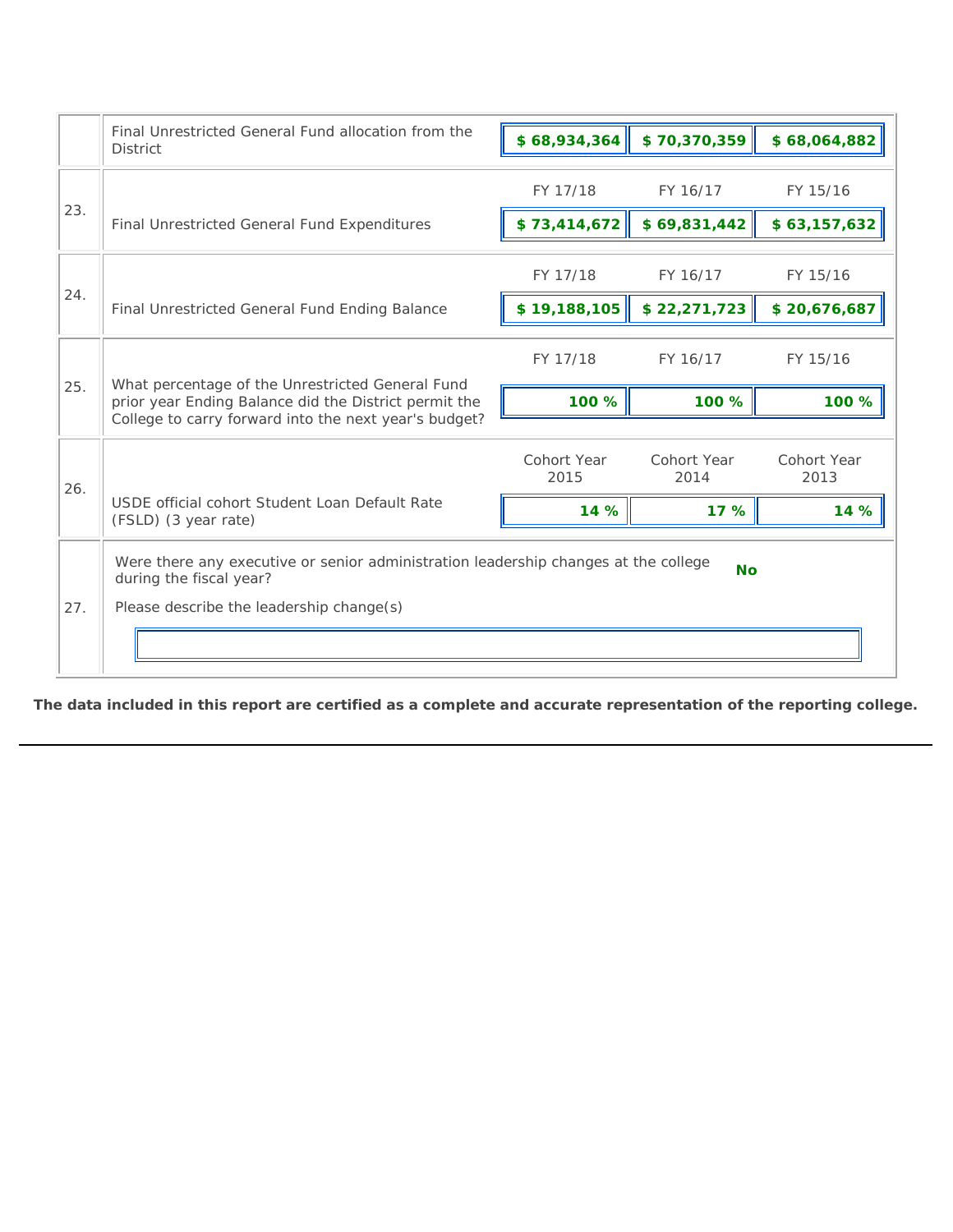| | | | | |
|---|---|---|---|---|
| | Final Unrestricted General Fund allocation from the District | $ 68,934,364 | $ 70,370,359 | $ 68,064,882 |
| | | FY 17/18 | FY 16/17 | FY 15/16 |
| 23. | Final Unrestricted General Fund Expenditures | $ 73,414,672 | $ 69,831,442 | $ 63,157,632 |
| | | FY 17/18 | FY 16/17 | FY 15/16 |
| 24. | Final Unrestricted General Fund Ending Balance | $ 19,188,105 | $ 22,271,723 | $ 20,676,687 |
| | | FY 17/18 | FY 16/17 | FY 15/16 |
| 25. | What percentage of the Unrestricted General Fund prior year Ending Balance did the District permit the College to carry forward into the next year's budget? | 100 % | 100 % | 100 % |
| | | Cohort Year 2015 | Cohort Year 2014 | Cohort Year 2013 |
| 26. | USDE official cohort Student Loan Default Rate (FSLD) (3 year rate) | 14 % | 17 % | 14 % |

27. Were there any executive or senior administration leadership changes at the college during the fiscal year? **No**

Please describe the leadership change(s)

**The data included in this report are certified as a complete and accurate representation of the reporting college.**